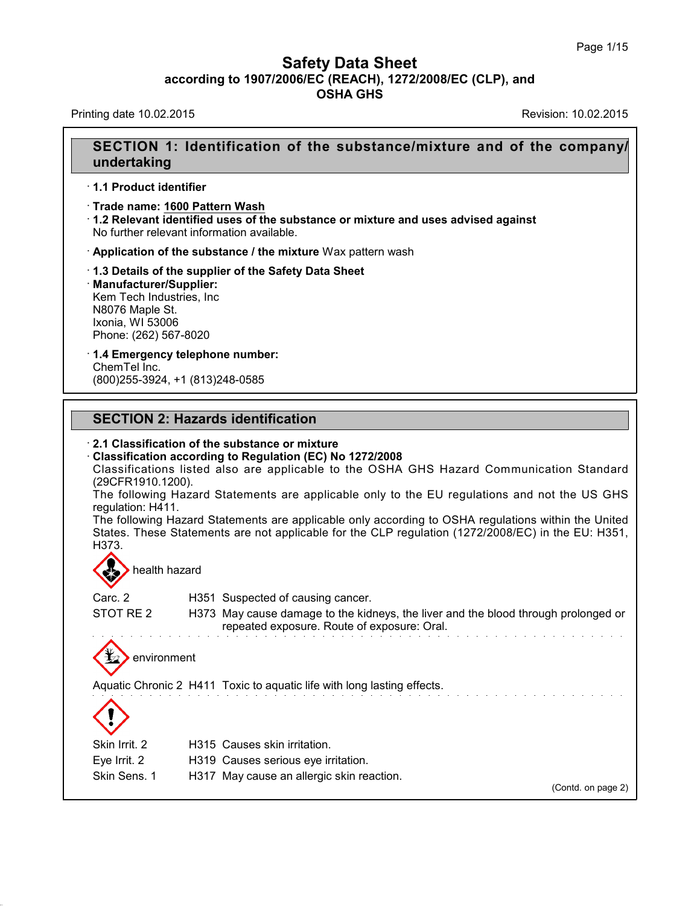# Safety Data Sheet
### according to 1907/2006/EC (REACH), 1272/2008/EC (CLP), and OSHA GHS

Printing date 10.02.2015 Revision: 10.02.2015

## SECTION 1: Identification of the substance/mixture and of the company/undertaking

· **1.1 Product identifier**

· **Trade name: 1600 Pattern Wash**

· **1.2 Relevant identified uses of the substance or mixture and uses advised against**
No further relevant information available.

· **Application of the substance / the mixture** Wax pattern wash

· **1.3 Details of the supplier of the Safety Data Sheet**

· **Manufacturer/Supplier:**
Kem Tech Industries, Inc
N8076 Maple St.
Ixonia, WI 53006
Phone: (262) 567-8020

· **1.4 Emergency telephone number:**
ChemTel Inc.
(800)255-3924, +1 (813)248-0585

## SECTION 2: Hazards identification

· **2.1 Classification of the substance or mixture**

· **Classification according to Regulation (EC) No 1272/2008**
Classifications listed also are applicable to the OSHA GHS Hazard Communication Standard (29CFR1910.1200).
The following Hazard Statements are applicable only to the EU regulations and not the US GHS regulation: H411.
The following Hazard Statements are applicable only according to OSHA regulations within the United States. These Statements are not applicable for the CLP regulation (1272/2008/EC) in the EU: H351, H373.

health hazard

| | | |
|---|---|---|
| Carc. 2 | H351 | Suspected of causing cancer. |
| STOT RE 2 | H373 | May cause damage to the kidneys, the liver and the blood through prolonged or repeated exposure. Route of exposure: Oral. |

environment

| | | |
|---|---|---|
| Aquatic Chronic 2 | H411 | Toxic to aquatic life with long lasting effects. |

| | | |
|---|---|---|
| Skin Irrit. 2 | H315 | Causes skin irritation. |
| Eye Irrit. 2 | H319 | Causes serious eye irritation. |
| Skin Sens. 1 | H317 | May cause an allergic skin reaction. |

(Contd. on page 2)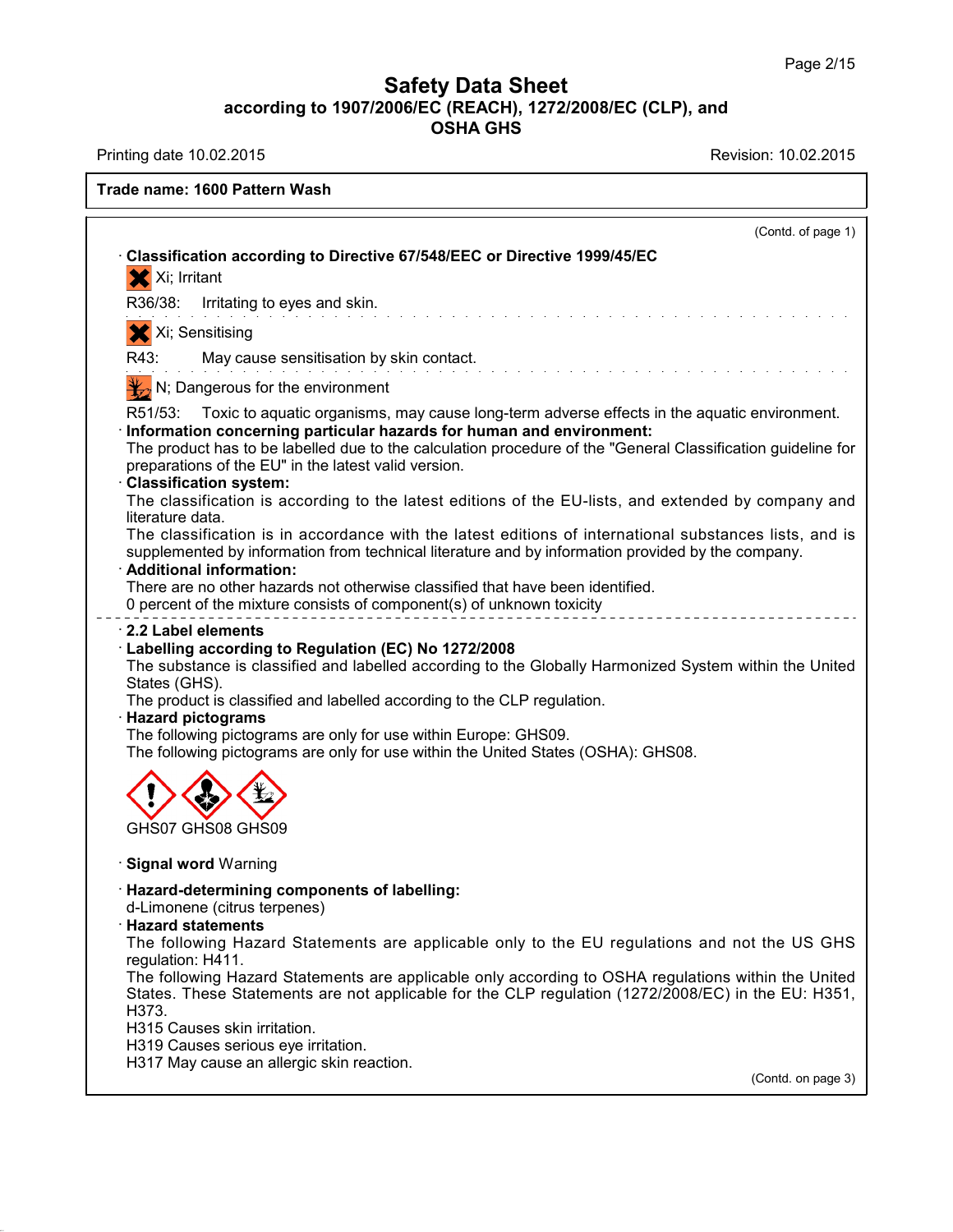**Safety Data Sheet**
**according to 1907/2006/EC (REACH), 1272/2008/EC (CLP), and OSHA GHS**

Printing date 10.02.2015 Revision: 10.02.2015

**Trade name: 1600 Pattern Wash**

(Contd. of page 1)

· **Classification according to Directive 67/548/EEC or Directive 1999/45/EC**

Xi; Irritant

R36/38: Irritating to eyes and skin.

Xi; Sensitising

R43: May cause sensitisation by skin contact.

N; Dangerous for the environment

R51/53: Toxic to aquatic organisms, may cause long-term adverse effects in the aquatic environment.

· **Information concerning particular hazards for human and environment:**
The product has to be labelled due to the calculation procedure of the "General Classification guideline for preparations of the EU" in the latest valid version.

· **Classification system:**
The classification is according to the latest editions of the EU-lists, and extended by company and literature data.
The classification is in accordance with the latest editions of international substances lists, and is supplemented by information from technical literature and by information provided by the company.

· **Additional information:**
There are no other hazards not otherwise classified that have been identified.
0 percent of the mixture consists of component(s) of unknown toxicity

· **2.2 Label elements**

· **Labelling according to Regulation (EC) No 1272/2008**
The substance is classified and labelled according to the Globally Harmonized System within the United States (GHS).
The product is classified and labelled according to the CLP regulation.

· **Hazard pictograms**
The following pictograms are only for use within Europe: GHS09.
The following pictograms are only for use within the United States (OSHA): GHS08.

GHS07 GHS08 GHS09

· **Signal word** Warning

· **Hazard-determining components of labelling:**
d-Limonene (citrus terpenes)

· **Hazard statements**
The following Hazard Statements are applicable only to the EU regulations and not the US GHS regulation: H411.
The following Hazard Statements are applicable only according to OSHA regulations within the United States. These Statements are not applicable for the CLP regulation (1272/2008/EC) in the EU: H351, H373.
H315 Causes skin irritation.
H319 Causes serious eye irritation.
H317 May cause an allergic skin reaction.

(Contd. on page 3)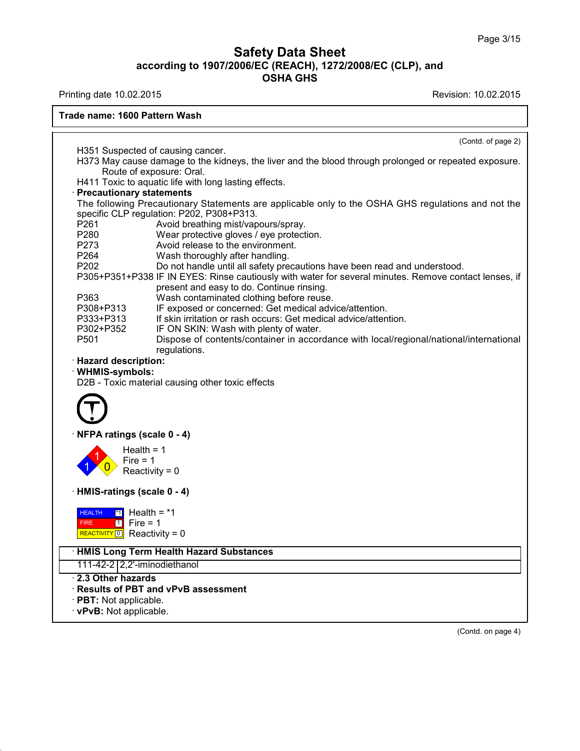(Contd. of page 2)

H351 Suspected of causing cancer.
H373 May cause damage to the kidneys, the liver and the blood through prolonged or repeated exposure. Route of exposure: Oral.
H411 Toxic to aquatic life with long lasting effects.

· **Precautionary statements**

The following Precautionary Statements are applicable only to the OSHA GHS regulations and not the specific CLP regulation: P202, P308+P313.

| | |
|---|---|
| P261 | Avoid breathing mist/vapours/spray. |
| P280 | Wear protective gloves / eye protection. |
| P273 | Avoid release to the environment. |
| P264 | Wash thoroughly after handling. |
| P202 | Do not handle until all safety precautions have been read and understood. |
| P305+P351+P338 | IF IN EYES: Rinse cautiously with water for several minutes. Remove contact lenses, if present and easy to do. Continue rinsing. |
| P363 | Wash contaminated clothing before reuse. |
| P308+P313 | IF exposed or concerned: Get medical advice/attention. |
| P333+P313 | If skin irritation or rash occurs: Get medical advice/attention. |
| P302+P352 | IF ON SKIN: Wash with plenty of water. |
| P501 | Dispose of contents/container in accordance with local/regional/national/international regulations. |

· **Hazard description:**

· **WHMIS-symbols:**

D2B - Toxic material causing other toxic effects

· **NFPA ratings (scale 0 - 4)**

Health = 1
Fire = 1
Reactivity = 0

· **HMIS-ratings (scale 0 - 4)**

Health = *1
Fire = 1
Reactivity = 0

| · **HMIS Long Term Health Hazard Substances** | |
|---|---|
| 111-42-2 | 2,2'-iminodiethanol |

· **2.3 Other hazards**

· **Results of PBT and vPvB assessment**

· **PBT:** Not applicable.

· **vPvB:** Not applicable.

(Contd. on page 4)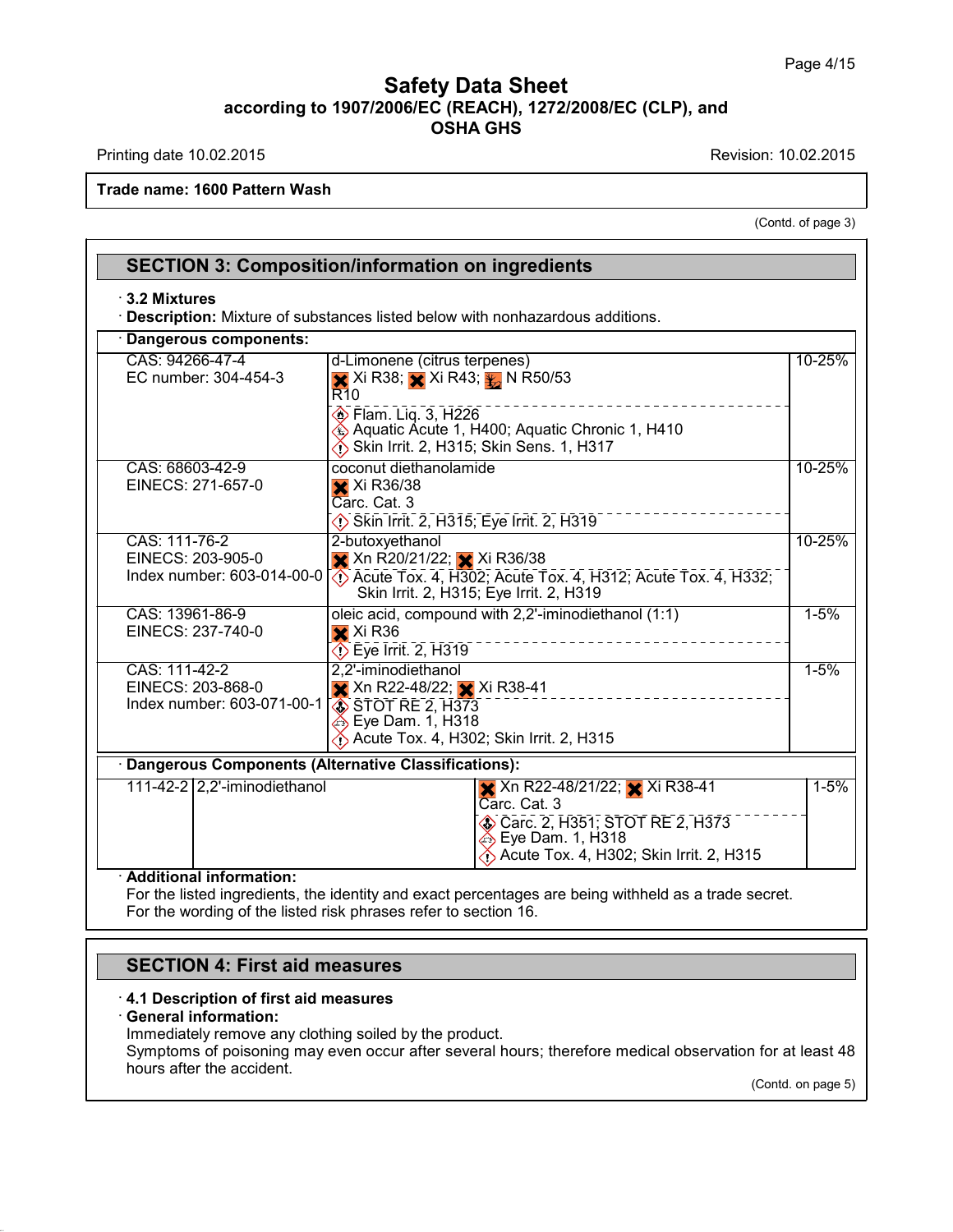**Safety Data Sheet**
**according to 1907/2006/EC (REACH), 1272/2008/EC (CLP), and OSHA GHS**

Printing date 10.02.2015 Revision: 10.02.2015

**Trade name: 1600 Pattern Wash**

(Contd. of page 3)

## SECTION 3: Composition/information on ingredients

· **3.2 Mixtures**
· **Description:** Mixture of substances listed below with nonhazardous additions.

· **Dangerous components:**

| Identifiers | Name / Classification | Concentration |
|---|---|---|
| CAS: 94266-47-4<br>EC number: 304-454-3 | d-Limonene (citrus terpenes)<br>Xi R38; Xi R43; N R50/53<br>R10<br>Flam. Liq. 3, H226<br>Aquatic Acute 1, H400; Aquatic Chronic 1, H410<br>Skin Irrit. 2, H315; Skin Sens. 1, H317 | 10-25% |
| CAS: 68603-42-9<br>EINECS: 271-657-0 | coconut diethanolamide<br>Xi R36/38<br>Carc. Cat. 3<br>Skin Irrit. 2, H315; Eye Irrit. 2, H319 | 10-25% |
| CAS: 111-76-2<br>EINECS: 203-905-0<br>Index number: 603-014-00-0 | 2-butoxyethanol<br>Xn R20/21/22; Xi R36/38<br>Acute Tox. 4, H302; Acute Tox. 4, H312; Acute Tox. 4, H332; Skin Irrit. 2, H315; Eye Irrit. 2, H319 | 10-25% |
| CAS: 13961-86-9<br>EINECS: 237-740-0 | oleic acid, compound with 2,2'-iminodiethanol (1:1)<br>Xi R36<br>Eye Irrit. 2, H319 | 1-5% |
| CAS: 111-42-2<br>EINECS: 203-868-0<br>Index number: 603-071-00-1 | 2,2'-iminodiethanol<br>Xn R22-48/22; Xi R38-41<br>STOT RE 2, H373<br>Eye Dam. 1, H318<br>Acute Tox. 4, H302; Skin Irrit. 2, H315 | 1-5% |

· **Dangerous Components (Alternative Classifications):**

| CAS | Name | Classification | Concentration |
|---|---|---|---|
| 111-42-2 | 2,2'-iminodiethanol | Xn R22-48/21/22; Xi R38-41<br>Carc. Cat. 3<br>Carc. 2, H351; STOT RE 2, H373<br>Eye Dam. 1, H318<br>Acute Tox. 4, H302; Skin Irrit. 2, H315 | 1-5% |

· **Additional information:**
For the listed ingredients, the identity and exact percentages are being withheld as a trade secret.
For the wording of the listed risk phrases refer to section 16.

## SECTION 4: First aid measures

· **4.1 Description of first aid measures**
· **General information:**
Immediately remove any clothing soiled by the product.
Symptoms of poisoning may even occur after several hours; therefore medical observation for at least 48 hours after the accident.

(Contd. on page 5)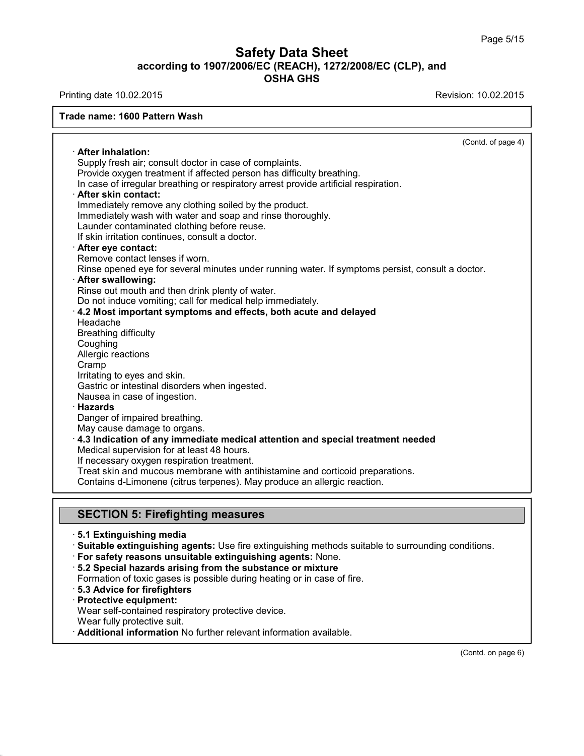(Contd. of page 4)

· **After inhalation:**
Supply fresh air; consult doctor in case of complaints.
Provide oxygen treatment if affected person has difficulty breathing.
In case of irregular breathing or respiratory arrest provide artificial respiration.

· **After skin contact:**
Immediately remove any clothing soiled by the product.
Immediately wash with water and soap and rinse thoroughly.
Launder contaminated clothing before reuse.
If skin irritation continues, consult a doctor.

· **After eye contact:**
Remove contact lenses if worn.
Rinse opened eye for several minutes under running water. If symptoms persist, consult a doctor.

· **After swallowing:**
Rinse out mouth and then drink plenty of water.
Do not induce vomiting; call for medical help immediately.

· **4.2 Most important symptoms and effects, both acute and delayed**
Headache
Breathing difficulty
Coughing
Allergic reactions
Cramp
Irritating to eyes and skin.
Gastric or intestinal disorders when ingested.
Nausea in case of ingestion.

· **Hazards**
Danger of impaired breathing.
May cause damage to organs.

· **4.3 Indication of any immediate medical attention and special treatment needed**
Medical supervision for at least 48 hours.
If necessary oxygen respiration treatment.
Treat skin and mucous membrane with antihistamine and corticoid preparations.
Contains d-Limonene (citrus terpenes). May produce an allergic reaction.

## SECTION 5: Firefighting measures

· **5.1 Extinguishing media**
· **Suitable extinguishing agents:** Use fire extinguishing methods suitable to surrounding conditions.
· **For safety reasons unsuitable extinguishing agents:** None.
· **5.2 Special hazards arising from the substance or mixture**
Formation of toxic gases is possible during heating or in case of fire.
· **5.3 Advice for firefighters**
· **Protective equipment:**
Wear self-contained respiratory protective device.
Wear fully protective suit.
· **Additional information** No further relevant information available.

(Contd. on page 6)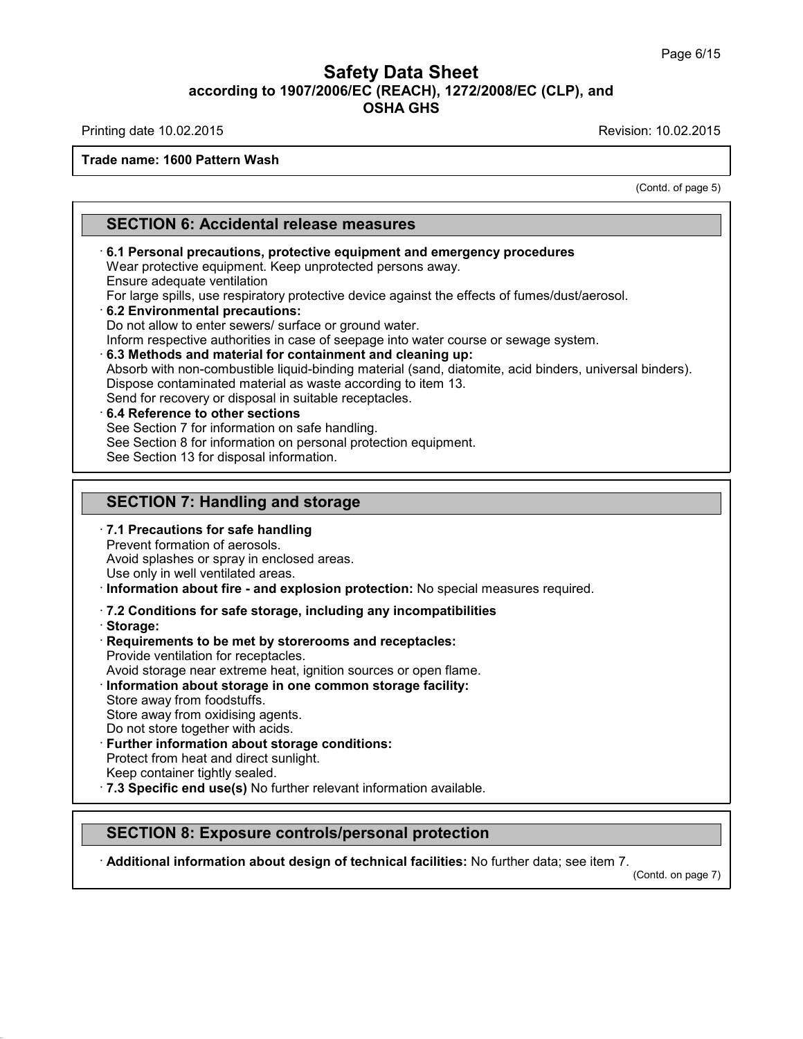(Contd. of page 5)

## SECTION 6: Accidental release measures

· **6.1 Personal precautions, protective equipment and emergency procedures**
Wear protective equipment. Keep unprotected persons away.
Ensure adequate ventilation
For large spills, use respiratory protective device against the effects of fumes/dust/aerosol.

· **6.2 Environmental precautions:**
Do not allow to enter sewers/ surface or ground water.
Inform respective authorities in case of seepage into water course or sewage system.

· **6.3 Methods and material for containment and cleaning up:**
Absorb with non-combustible liquid-binding material (sand, diatomite, acid binders, universal binders).
Dispose contaminated material as waste according to item 13.
Send for recovery or disposal in suitable receptacles.

· **6.4 Reference to other sections**
See Section 7 for information on safe handling.
See Section 8 for information on personal protection equipment.
See Section 13 for disposal information.

## SECTION 7: Handling and storage

· **7.1 Precautions for safe handling**
Prevent formation of aerosols.
Avoid splashes or spray in enclosed areas.
Use only in well ventilated areas.

· **Information about fire - and explosion protection:** No special measures required.

· **7.2 Conditions for safe storage, including any incompatibilities**

· **Storage:**

· **Requirements to be met by storerooms and receptacles:**
Provide ventilation for receptacles.
Avoid storage near extreme heat, ignition sources or open flame.

· **Information about storage in one common storage facility:**
Store away from foodstuffs.
Store away from oxidising agents.
Do not store together with acids.

· **Further information about storage conditions:**
Protect from heat and direct sunlight.
Keep container tightly sealed.

· **7.3 Specific end use(s)** No further relevant information available.

## SECTION 8: Exposure controls/personal protection

· **Additional information about design of technical facilities:** No further data; see item 7.

(Contd. on page 7)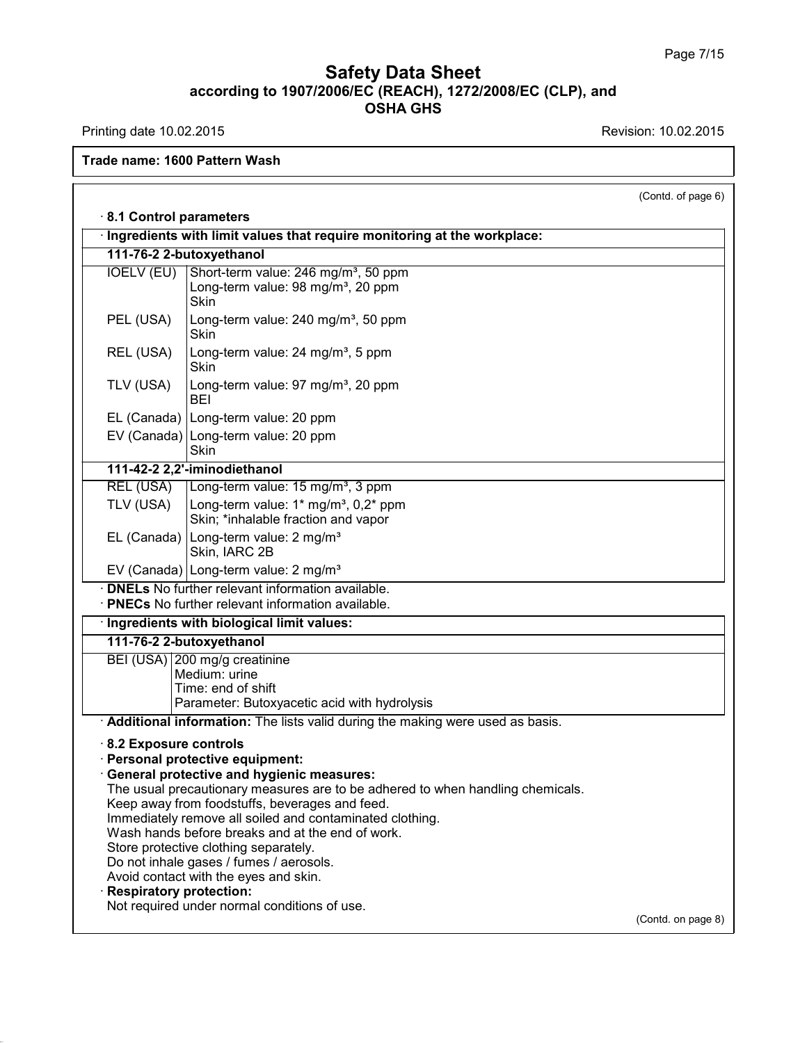# Safety Data Sheet
## according to 1907/2006/EC (REACH), 1272/2008/EC (CLP), and OSHA GHS

Printing date 10.02.2015 | Revision: 10.02.2015

**Trade name: 1600 Pattern Wash**

(Contd. of page 6)

· **8.1 Control parameters**

· **Ingredients with limit values that require monitoring at the workplace:**

| **111-76-2 2-butoxyethanol** | |
|---|---|
| IOELV (EU) | Short-term value: 246 mg/m³, 50 ppm<br>Long-term value: 98 mg/m³, 20 ppm<br>Skin |
| PEL (USA) | Long-term value: 240 mg/m³, 50 ppm<br>Skin |
| REL (USA) | Long-term value: 24 mg/m³, 5 ppm<br>Skin |
| TLV (USA) | Long-term value: 97 mg/m³, 20 ppm<br>BEI |
| EL (Canada) | Long-term value: 20 ppm |
| EV (Canada) | Long-term value: 20 ppm<br>Skin |
| **111-42-2 2,2'-iminodiethanol** | |
| REL (USA) | Long-term value: 15 mg/m³, 3 ppm |
| TLV (USA) | Long-term value: 1* mg/m³, 0,2* ppm<br>Skin; *inhalable fraction and vapor |
| EL (Canada) | Long-term value: 2 mg/m³<br>Skin, IARC 2B |
| EV (Canada) | Long-term value: 2 mg/m³ |

· **DNELs** No further relevant information available.
· **PNECs** No further relevant information available.

· **Ingredients with biological limit values:**

| **111-76-2 2-butoxyethanol** | |
|---|---|
| BEI (USA) | 200 mg/g creatinine<br>Medium: urine<br>Time: end of shift<br>Parameter: Butoxyacetic acid with hydrolysis |

· **Additional information:** The lists valid during the making were used as basis.

· **8.2 Exposure controls**
· **Personal protective equipment:**
· **General protective and hygienic measures:**
The usual precautionary measures are to be adhered to when handling chemicals.
Keep away from foodstuffs, beverages and feed.
Immediately remove all soiled and contaminated clothing.
Wash hands before breaks and at the end of work.
Store protective clothing separately.
Do not inhale gases / fumes / aerosols.
Avoid contact with the eyes and skin.
· **Respiratory protection:**
Not required under normal conditions of use.

(Contd. on page 8)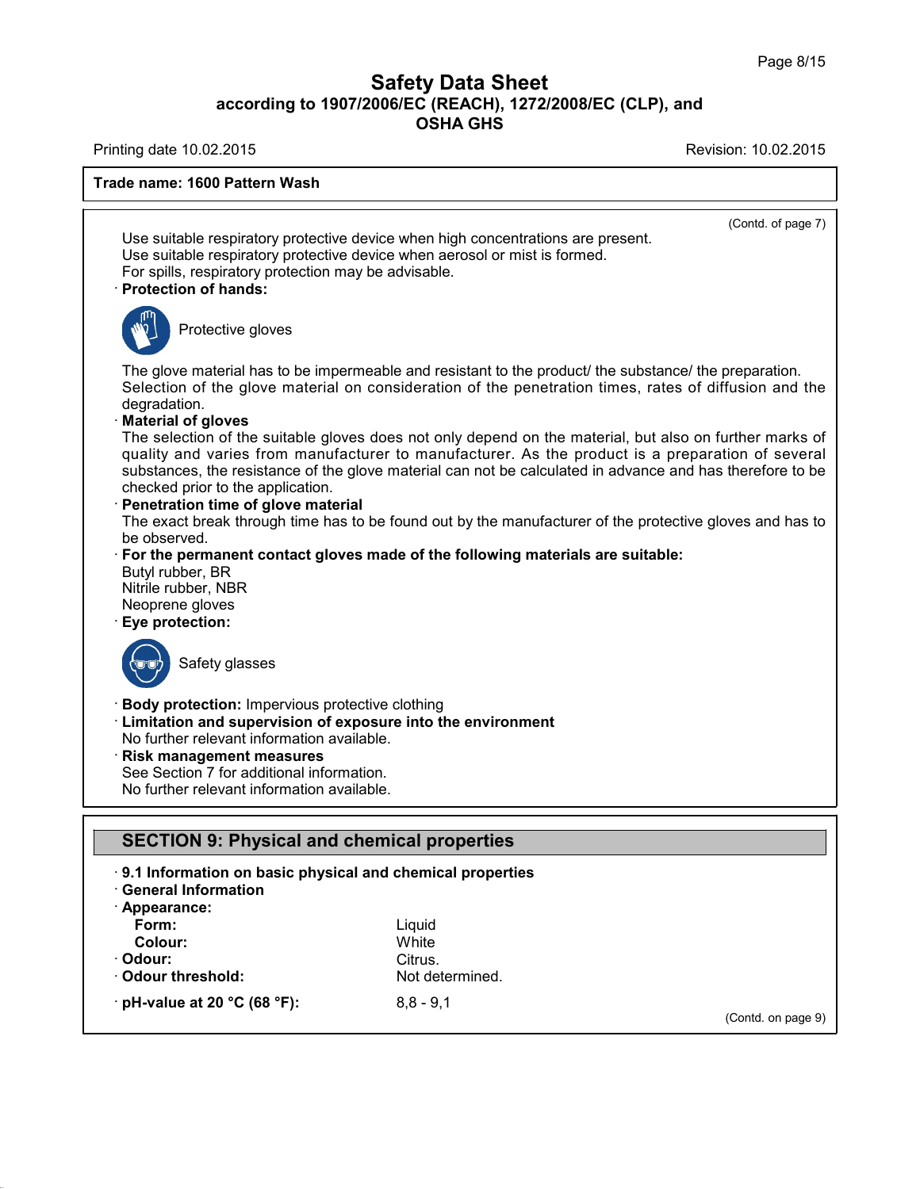Trade name: 1600 Pattern Wash

(Contd. of page 7)

Use suitable respiratory protective device when high concentrations are present.
Use suitable respiratory protective device when aerosol or mist is formed.
For spills, respiratory protection may be advisable.

· **Protection of hands:**

Protective gloves

The glove material has to be impermeable and resistant to the product/ the substance/ the preparation.
Selection of the glove material on consideration of the penetration times, rates of diffusion and the degradation.

· **Material of gloves**

The selection of the suitable gloves does not only depend on the material, but also on further marks of quality and varies from manufacturer to manufacturer. As the product is a preparation of several substances, the resistance of the glove material can not be calculated in advance and has therefore to be checked prior to the application.

· **Penetration time of glove material**

The exact break through time has to be found out by the manufacturer of the protective gloves and has to be observed.

· **For the permanent contact gloves made of the following materials are suitable:**

Butyl rubber, BR
Nitrile rubber, NBR
Neoprene gloves

· **Eye protection:**

Safety glasses

· **Body protection:** Impervious protective clothing

· **Limitation and supervision of exposure into the environment**

No further relevant information available.

· **Risk management measures**

See Section 7 for additional information.
No further relevant information available.

## SECTION 9: Physical and chemical properties

· **9.1 Information on basic physical and chemical properties**

· **General Information**

· **Appearance:**

| | |
|---|---|
| **Form:** | Liquid |
| **Colour:** | White |
| · **Odour:** | Citrus. |
| · **Odour threshold:** | Not determined. |
| · **pH-value at 20 °C (68 °F):** | 8,8 - 9,1 |

(Contd. on page 9)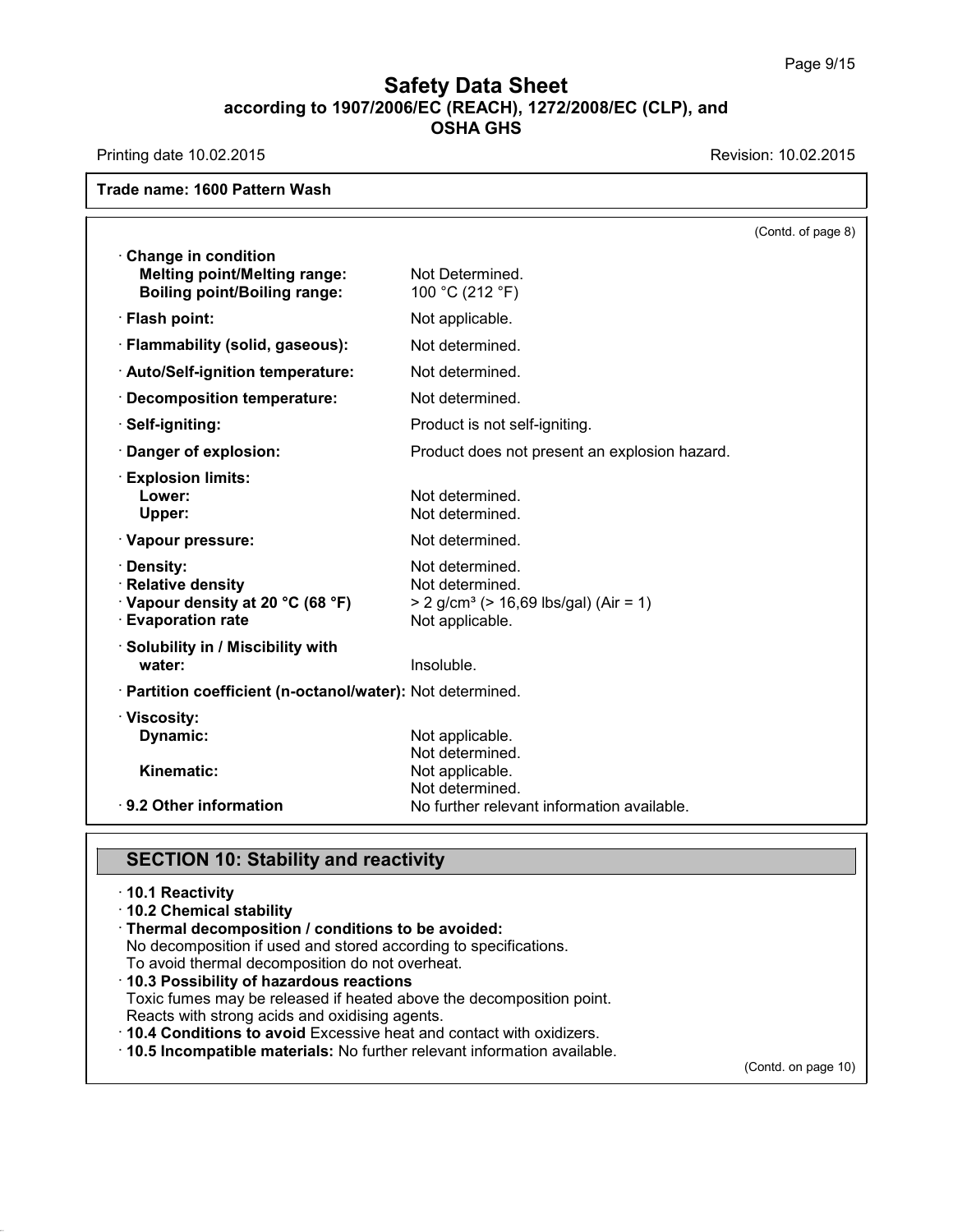**Trade name: 1600 Pattern Wash**

(Contd. of page 8)

| | |
|---|---|
| · **Change in condition** | |
| **Melting point/Melting range:** | Not Determined. |
| **Boiling point/Boiling range:** | 100 °C (212 °F) |
| · **Flash point:** | Not applicable. |
| · **Flammability (solid, gaseous):** | Not determined. |
| · **Auto/Self-ignition temperature:** | Not determined. |
| · **Decomposition temperature:** | Not determined. |
| · **Self-igniting:** | Product is not self-igniting. |
| · **Danger of explosion:** | Product does not present an explosion hazard. |
| · **Explosion limits:** | |
| **Lower:** | Not determined. |
| **Upper:** | Not determined. |
| · **Vapour pressure:** | Not determined. |
| · **Density:** | Not determined. |
| · **Relative density** | Not determined. |
| · **Vapour density at 20 °C (68 °F)** | > 2 g/cm³ (> 16,69 lbs/gal) (Air = 1) |
| · **Evaporation rate** | Not applicable. |
| · **Solubility in / Miscibility with water:** | Insoluble. |
| · **Partition coefficient (n-octanol/water):** | Not determined. |
| · **Viscosity:** | |
| **Dynamic:** | Not applicable. Not determined. |
| **Kinematic:** | Not applicable. Not determined. |
| · **9.2 Other information** | No further relevant information available. |

## SECTION 10: Stability and reactivity

· **10.1 Reactivity**

· **10.2 Chemical stability**

· **Thermal decomposition / conditions to be avoided:**
No decomposition if used and stored according to specifications.
To avoid thermal decomposition do not overheat.

· **10.3 Possibility of hazardous reactions**
Toxic fumes may be released if heated above the decomposition point.
Reacts with strong acids and oxidising agents.

· **10.4 Conditions to avoid** Excessive heat and contact with oxidizers.

· **10.5 Incompatible materials:** No further relevant information available.

(Contd. on page 10)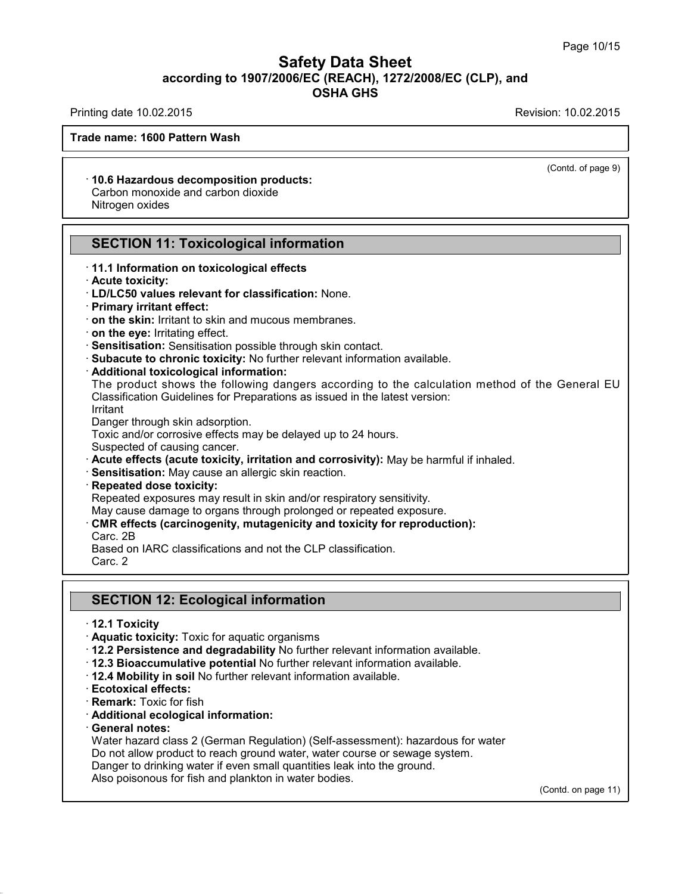**Trade name: 1600 Pattern Wash**

(Contd. of page 9)

· **10.6 Hazardous decomposition products:**
Carbon monoxide and carbon dioxide
Nitrogen oxides

## SECTION 11: Toxicological information

· **11.1 Information on toxicological effects**
· **Acute toxicity:**
· **LD/LC50 values relevant for classification:** None.
· **Primary irritant effect:**
· **on the skin:** Irritant to skin and mucous membranes.
· **on the eye:** Irritating effect.
· **Sensitisation:** Sensitisation possible through skin contact.
· **Subacute to chronic toxicity:** No further relevant information available.
· **Additional toxicological information:**
The product shows the following dangers according to the calculation method of the General EU Classification Guidelines for Preparations as issued in the latest version:
Irritant
Danger through skin adsorption.
Toxic and/or corrosive effects may be delayed up to 24 hours.
Suspected of causing cancer.
· **Acute effects (acute toxicity, irritation and corrosivity):** May be harmful if inhaled.
· **Sensitisation:** May cause an allergic skin reaction.
· **Repeated dose toxicity:**
Repeated exposures may result in skin and/or respiratory sensitivity.
May cause damage to organs through prolonged or repeated exposure.
· **CMR effects (carcinogenity, mutagenicity and toxicity for reproduction):**
Carc. 2B
Based on IARC classifications and not the CLP classification.
Carc. 2

## SECTION 12: Ecological information

· **12.1 Toxicity**
· **Aquatic toxicity:** Toxic for aquatic organisms
· **12.2 Persistence and degradability** No further relevant information available.
· **12.3 Bioaccumulative potential** No further relevant information available.
· **12.4 Mobility in soil** No further relevant information available.
· **Ecotoxical effects:**
· **Remark:** Toxic for fish
· **Additional ecological information:**
· **General notes:**
Water hazard class 2 (German Regulation) (Self-assessment): hazardous for water
Do not allow product to reach ground water, water course or sewage system.
Danger to drinking water if even small quantities leak into the ground.
Also poisonous for fish and plankton in water bodies.

(Contd. on page 11)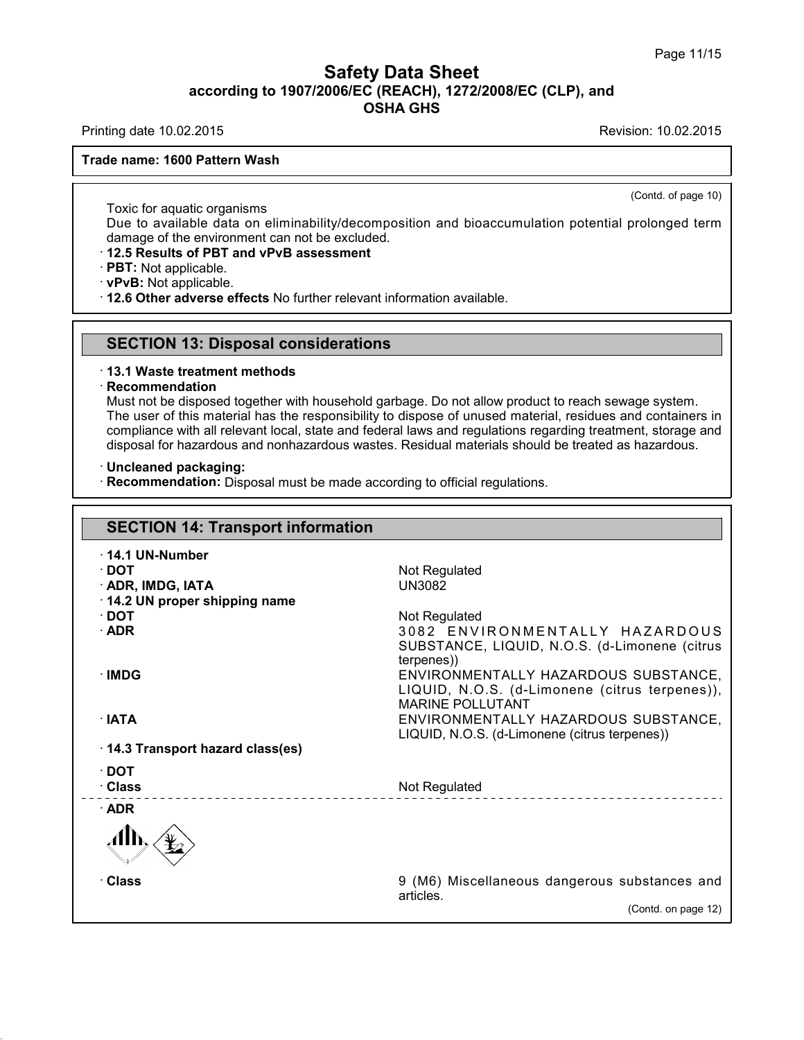Trade name: 1600 Pattern Wash

(Contd. of page 10)

Toxic for aquatic organisms

Due to available data on eliminability/decomposition and bioaccumulation potential prolonged term damage of the environment can not be excluded.

· **12.5 Results of PBT and vPvB assessment**
· **PBT:** Not applicable.
· **vPvB:** Not applicable.
· **12.6 Other adverse effects** No further relevant information available.

## SECTION 13: Disposal considerations

· **13.1 Waste treatment methods**
· **Recommendation**

Must not be disposed together with household garbage. Do not allow product to reach sewage system. The user of this material has the responsibility to dispose of unused material, residues and containers in compliance with all relevant local, state and federal laws and regulations regarding treatment, storage and disposal for hazardous and nonhazardous wastes. Residual materials should be treated as hazardous.

· **Uncleaned packaging:**
· **Recommendation:** Disposal must be made according to official regulations.

## SECTION 14: Transport information

· **14.1 UN-Number**

| | |
|---|---|
| · **DOT** | Not Regulated |
| · **ADR, IMDG, IATA** | UN3082 |

· **14.2 UN proper shipping name**

| | |
|---|---|
| · **DOT** | Not Regulated |
| · **ADR** | 3082 ENVIRONMENTALLY HAZARDOUS SUBSTANCE, LIQUID, N.O.S. (d-Limonene (citrus terpenes)) |
| · **IMDG** | ENVIRONMENTALLY HAZARDOUS SUBSTANCE, LIQUID, N.O.S. (d-Limonene (citrus terpenes)), MARINE POLLUTANT |
| · **IATA** | ENVIRONMENTALLY HAZARDOUS SUBSTANCE, LIQUID, N.O.S. (d-Limonene (citrus terpenes)) |

· **14.3 Transport hazard class(es)**

· **DOT**

| | |
|---|---|
| · **Class** | Not Regulated |

· **ADR**

| | |
|---|---|
| · **Class** | 9 (M6) Miscellaneous dangerous substances and articles. |

(Contd. on page 12)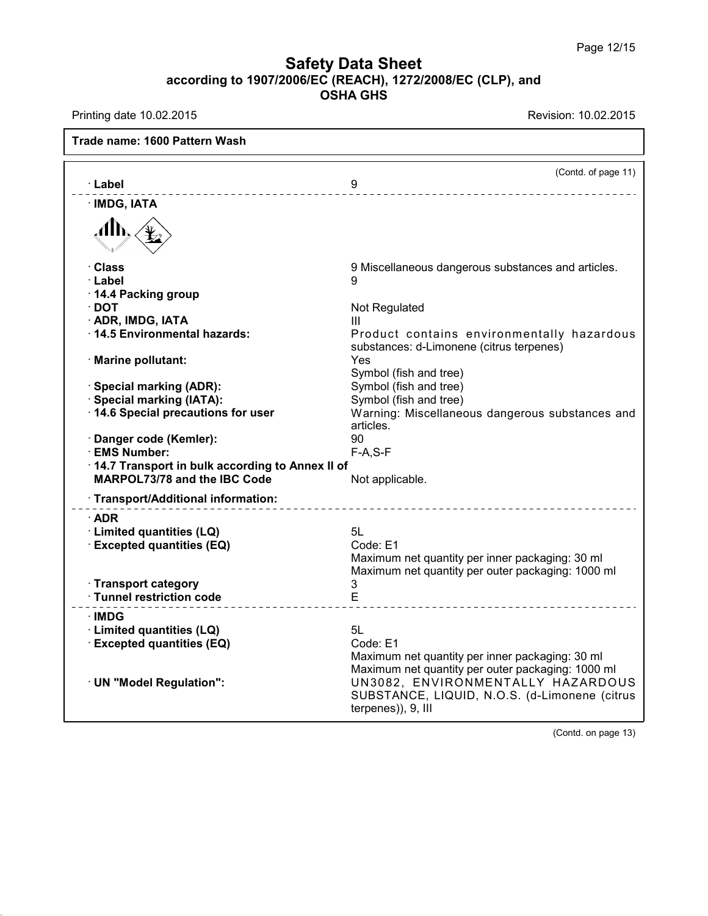**Safety Data Sheet**
**according to 1907/2006/EC (REACH), 1272/2008/EC (CLP), and OSHA GHS**

Printing date 10.02.2015 Revision: 10.02.2015

**Trade name: 1600 Pattern Wash**

(Contd. of page 11)

| | |
|---|---|
| · **Label** | 9 |

· **IMDG, IATA**

| | |
|---|---|
| · **Class** | 9 Miscellaneous dangerous substances and articles. |
| · **Label** | 9 |
| · **14.4 Packing group** | |
| · **DOT** | Not Regulated |
| · **ADR, IMDG, IATA** | III |
| · **14.5 Environmental hazards:** | Product contains environmentally hazardous substances: d-Limonene (citrus terpenes) |
| · **Marine pollutant:** | Yes<br>Symbol (fish and tree) |
| · **Special marking (ADR):** | Symbol (fish and tree) |
| · **Special marking (IATA):** | Symbol (fish and tree) |
| · **14.6 Special precautions for user** | Warning: Miscellaneous dangerous substances and articles. |
| · **Danger code (Kemler):** | 90 |
| · **EMS Number:** | F-A,S-F |
| · **14.7 Transport in bulk according to Annex II of MARPOL73/78 and the IBC Code** | Not applicable. |

· **Transport/Additional information:**

· **ADR**

| | |
|---|---|
| · **Limited quantities (LQ)** | 5L |
| · **Excepted quantities (EQ)** | Code: E1<br>Maximum net quantity per inner packaging: 30 ml<br>Maximum net quantity per outer packaging: 1000 ml |
| · **Transport category** | 3 |
| · **Tunnel restriction code** | E |

· **IMDG**

| | |
|---|---|
| · **Limited quantities (LQ)** | 5L |
| · **Excepted quantities (EQ)** | Code: E1<br>Maximum net quantity per inner packaging: 30 ml<br>Maximum net quantity per outer packaging: 1000 ml |
| · **UN "Model Regulation":** | UN3082, ENVIRONMENTALLY HAZARDOUS SUBSTANCE, LIQUID, N.O.S. (d-Limonene (citrus terpenes)), 9, III |

(Contd. on page 13)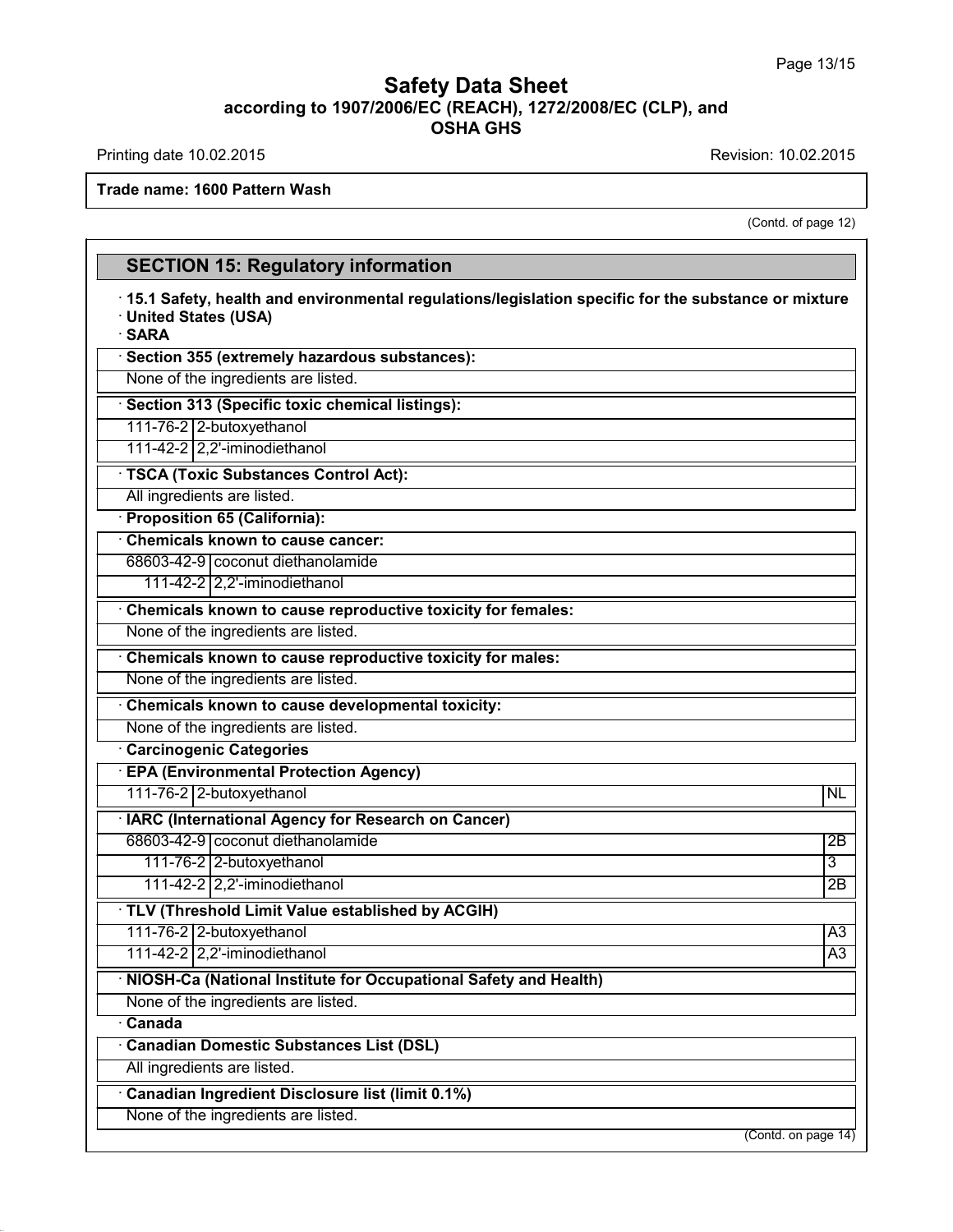## Safety Data Sheet
**according to 1907/2006/EC (REACH), 1272/2008/EC (CLP), and OSHA GHS**

Printing date 10.02.2015 Revision: 10.02.2015

**Trade name: 1600 Pattern Wash**

(Contd. of page 12)

## SECTION 15: Regulatory information

· **15.1 Safety, health and environmental regulations/legislation specific for the substance or mixture**
· **United States (USA)**
· **SARA**

· **Section 355 (extremely hazardous substances):**

None of the ingredients are listed.

· **Section 313 (Specific toxic chemical listings):**

| | |
|---|---|
| 111-76-2 | 2-butoxyethanol |
| 111-42-2 | 2,2'-iminodiethanol |

· **TSCA (Toxic Substances Control Act):**

All ingredients are listed.

· **Proposition 65 (California):**

· **Chemicals known to cause cancer:**

| | |
|---|---|
| 68603-42-9 | coconut diethanolamide |
| 111-42-2 | 2,2'-iminodiethanol |

· **Chemicals known to cause reproductive toxicity for females:**

None of the ingredients are listed.

· **Chemicals known to cause reproductive toxicity for males:**

None of the ingredients are listed.

· **Chemicals known to cause developmental toxicity:**

None of the ingredients are listed.

· **Carcinogenic Categories**

· **EPA (Environmental Protection Agency)**

| | | |
|---|---|---|
| 111-76-2 | 2-butoxyethanol | NL |

· **IARC (International Agency for Research on Cancer)**

| | | |
|---|---|---|
| 68603-42-9 | coconut diethanolamide | 2B |
| 111-76-2 | 2-butoxyethanol | 3 |
| 111-42-2 | 2,2'-iminodiethanol | 2B |

· **TLV (Threshold Limit Value established by ACGIH)**

| | | |
|---|---|---|
| 111-76-2 | 2-butoxyethanol | A3 |
| 111-42-2 | 2,2'-iminodiethanol | A3 |

· **NIOSH-Ca (National Institute for Occupational Safety and Health)**

None of the ingredients are listed.

· **Canada**

· **Canadian Domestic Substances List (DSL)**

All ingredients are listed.

· **Canadian Ingredient Disclosure list (limit 0.1%)**

None of the ingredients are listed.

(Contd. on page 14)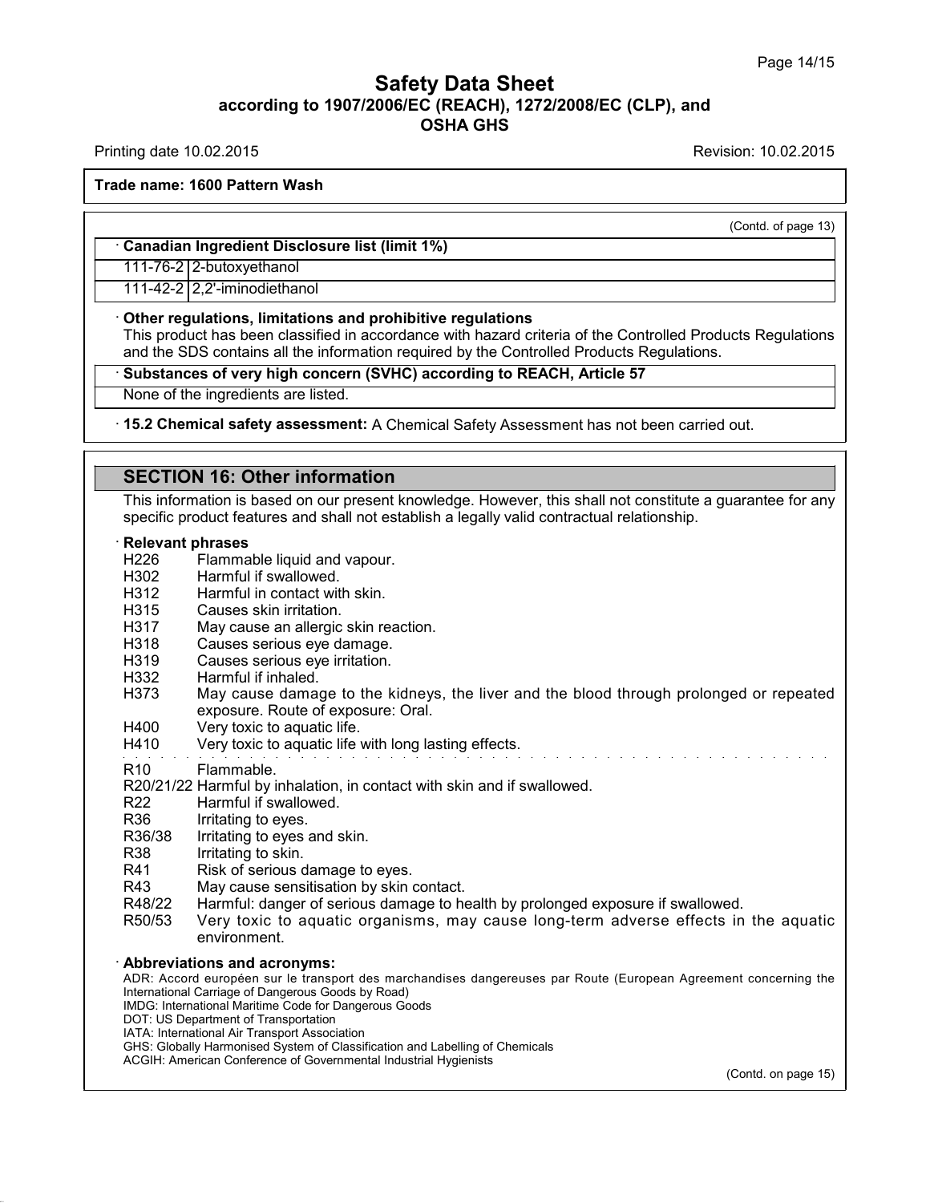**Trade name: 1600 Pattern Wash**

(Contd. of page 13)

· **Canadian Ingredient Disclosure list (limit 1%)**

| | |
|---|---|
| 111-76-2 | 2-butoxyethanol |
| 111-42-2 | 2,2'-iminodiethanol |

· **Other regulations, limitations and prohibitive regulations**
This product has been classified in accordance with hazard criteria of the Controlled Products Regulations and the SDS contains all the information required by the Controlled Products Regulations.

· **Substances of very high concern (SVHC) according to REACH, Article 57**
None of the ingredients are listed.

· **15.2 Chemical safety assessment:** A Chemical Safety Assessment has not been carried out.

## SECTION 16: Other information

This information is based on our present knowledge. However, this shall not constitute a guarantee for any specific product features and shall not establish a legally valid contractual relationship.

· **Relevant phrases**

- H226 Flammable liquid and vapour.
- H302 Harmful if swallowed.
- H312 Harmful in contact with skin.
- H315 Causes skin irritation.
- H317 May cause an allergic skin reaction.
- H318 Causes serious eye damage.
- H319 Causes serious eye irritation.
- H332 Harmful if inhaled.
- H373 May cause damage to the kidneys, the liver and the blood through prolonged or repeated exposure. Route of exposure: Oral.
- H400 Very toxic to aquatic life.
- H410 Very toxic to aquatic life with long lasting effects.

- R10 Flammable.
- R20/21/22 Harmful by inhalation, in contact with skin and if swallowed.
- R22 Harmful if swallowed.
- R36 Irritating to eyes.
- R36/38 Irritating to eyes and skin.
- R38 Irritating to skin.
- R41 Risk of serious damage to eyes.
- R43 May cause sensitisation by skin contact.
- R48/22 Harmful: danger of serious damage to health by prolonged exposure if swallowed.
- R50/53 Very toxic to aquatic organisms, may cause long-term adverse effects in the aquatic environment.

· **Abbreviations and acronyms:**
ADR: Accord européen sur le transport des marchandises dangereuses par Route (European Agreement concerning the International Carriage of Dangerous Goods by Road)
IMDG: International Maritime Code for Dangerous Goods
DOT: US Department of Transportation
IATA: International Air Transport Association
GHS: Globally Harmonised System of Classification and Labelling of Chemicals
ACGIH: American Conference of Governmental Industrial Hygienists

(Contd. on page 15)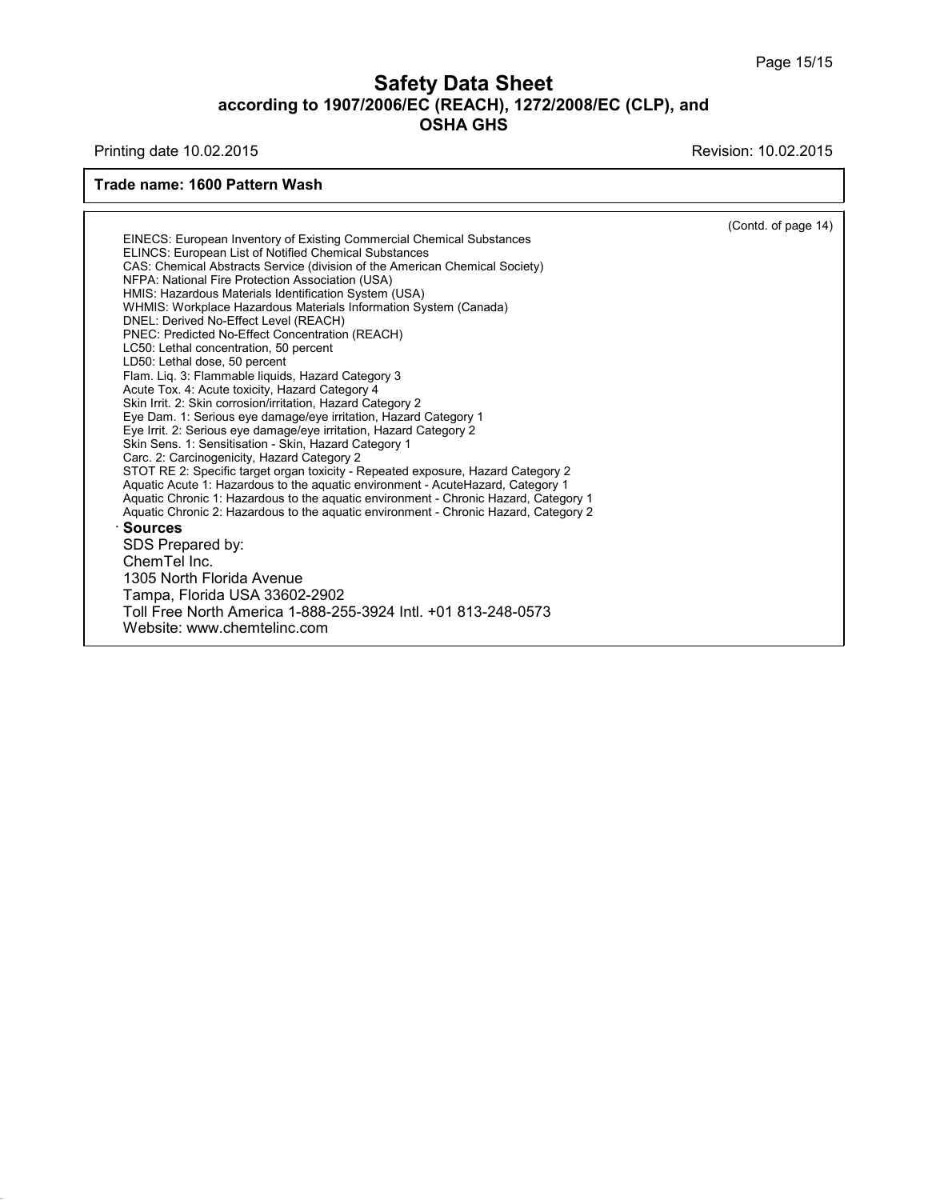(Contd. of page 14)

EINECS: European Inventory of Existing Commercial Chemical Substances
ELINCS: European List of Notified Chemical Substances
CAS: Chemical Abstracts Service (division of the American Chemical Society)
NFPA: National Fire Protection Association (USA)
HMIS: Hazardous Materials Identification System (USA)
WHMIS: Workplace Hazardous Materials Information System (Canada)
DNEL: Derived No-Effect Level (REACH)
PNEC: Predicted No-Effect Concentration (REACH)
LC50: Lethal concentration, 50 percent
LD50: Lethal dose, 50 percent
Flam. Liq. 3: Flammable liquids, Hazard Category 3
Acute Tox. 4: Acute toxicity, Hazard Category 4
Skin Irrit. 2: Skin corrosion/irritation, Hazard Category 2
Eye Dam. 1: Serious eye damage/eye irritation, Hazard Category 1
Eye Irrit. 2: Serious eye damage/eye irritation, Hazard Category 2
Skin Sens. 1: Sensitisation - Skin, Hazard Category 1
Carc. 2: Carcinogenicity, Hazard Category 2
STOT RE 2: Specific target organ toxicity - Repeated exposure, Hazard Category 2
Aquatic Acute 1: Hazardous to the aquatic environment - AcuteHazard, Category 1
Aquatic Chronic 1: Hazardous to the aquatic environment - Chronic Hazard, Category 1
Aquatic Chronic 2: Hazardous to the aquatic environment - Chronic Hazard, Category 2

· **Sources**

SDS Prepared by:
ChemTel Inc.
1305 North Florida Avenue
Tampa, Florida USA 33602-2902
Toll Free North America 1-888-255-3924 Intl. +01 813-248-0573
Website: www.chemtelinc.com